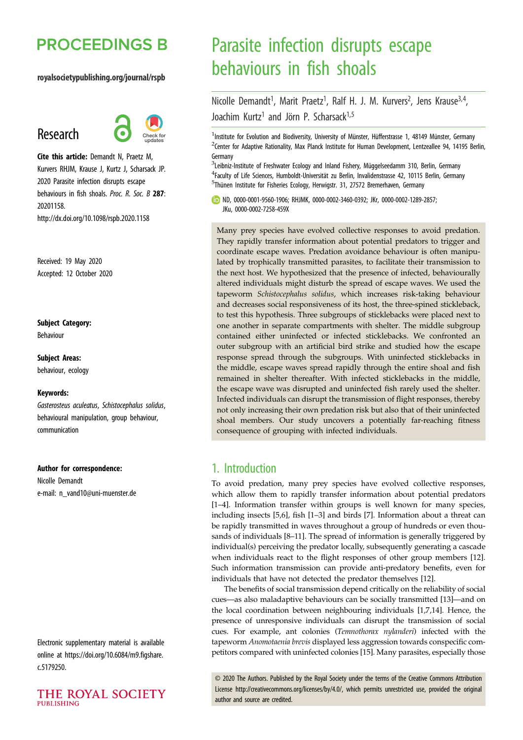# Parasite infection disrupts escape behaviours in fish shoals

Nicolle Demandt[1], Marit Praetz[1], Ralf H. J. M. Kurvers[2], Jens Krause[3,4], Joachim Kurtz[1] and Jörn P. Scharsack[1,5]

[1]Institute for Evolution and Biodiversity, University of Münster, Hüfferstrasse 1, 48149 Münster, Germany
[2]Center for Adaptive Rationality, Max Planck Institute for Human Development, Lentzeallee 94, 14195 Berlin, Germany
[3]Leibniz-Institute of Freshwater Ecology and Inland Fishery, Müggelseedamm 310, Berlin, Germany
[4]Faculty of Life Sciences, Humboldt-Universität zu Berlin, Invalidenstrasse 42, 10115 Berlin, Germany
[5]Thünen Institute for Fisheries Ecology, Herwigstr. 31, 27572 Bremerhaven, Germany

ND, 0000-0001-9560-1906; RHJMK, 0000-0002-3460-0392; JKr, 0000-0002-1289-2857; JKu, 0000-0002-7258-459X

Research

**Cite this article:** Demandt N, Praetz M, Kurvers RHJM, Krause J, Kurtz J, Scharsack JP. 2020 Parasite infection disrupts escape behaviours in fish shoals. *Proc. R. Soc. B* **287**: 20201158. http://dx.doi.org/10.1098/rspb.2020.1158

Received: 19 May 2020
Accepted: 12 October 2020

**Subject Category:**
Behaviour

**Subject Areas:**
behaviour, ecology

**Keywords:**
*Gasterosteus aculeatus*, *Schistocephalus solidus*, behavioural manipulation, group behaviour, communication

**Author for correspondence:**
Nicolle Demandt
e-mail: n_vand10@uni-muenster.de

Electronic supplementary material is available online at https://doi.org/10.6084/m9.figshare.c.5179250.

Many prey species have evolved collective responses to avoid predation. They rapidly transfer information about potential predators to trigger and coordinate escape waves. Predation avoidance behaviour is often manipulated by trophically transmitted parasites, to facilitate their transmission to the next host. We hypothesized that the presence of infected, behaviourally altered individuals might disturb the spread of escape waves. We used the tapeworm *Schistocephalus solidus*, which increases risk-taking behaviour and decreases social responsiveness of its host, the three-spined stickleback, to test this hypothesis. Three subgroups of sticklebacks were placed next to one another in separate compartments with shelter. The middle subgroup contained either uninfected or infected sticklebacks. We confronted an outer subgroup with an artificial bird strike and studied how the escape response spread through the subgroups. With uninfected sticklebacks in the middle, escape waves spread rapidly through the entire shoal and fish remained in shelter thereafter. With infected sticklebacks in the middle, the escape wave was disrupted and uninfected fish rarely used the shelter. Infected individuals can disrupt the transmission of flight responses, thereby not only increasing their own predation risk but also that of their uninfected shoal members. Our study uncovers a potentially far-reaching fitness consequence of grouping with infected individuals.

## 1. Introduction

To avoid predation, many prey species have evolved collective responses, which allow them to rapidly transfer information about potential predators [1–4]. Information transfer within groups is well known for many species, including insects [5,6], fish [1–3] and birds [7]. Information about a threat can be rapidly transmitted in waves throughout a group of hundreds or even thousands of individuals [8–11]. The spread of information is generally triggered by individual(s) perceiving the predator locally, subsequently generating a cascade when individuals react to the flight responses of other group members [12]. Such information transmission can provide anti-predatory benefits, even for individuals that have not detected the predator themselves [12].

The benefits of social transmission depend critically on the reliability of social cues—as also maladaptive behaviours can be socially transmitted [13]—and on the local coordination between neighbouring individuals [1,7,14]. Hence, the presence of unresponsive individuals can disrupt the transmission of social cues. For example, ant colonies (*Temnothorax nylanderi*) infected with the tapeworm *Anomotaenia brevis* displayed less aggression towards conspecific competitors compared with uninfected colonies [15]. Many parasites, especially those

© 2020 The Authors. Published by the Royal Society under the terms of the Creative Commons Attribution License http://creativecommons.org/licenses/by/4.0/, which permits unrestricted use, provided the original author and source are credited.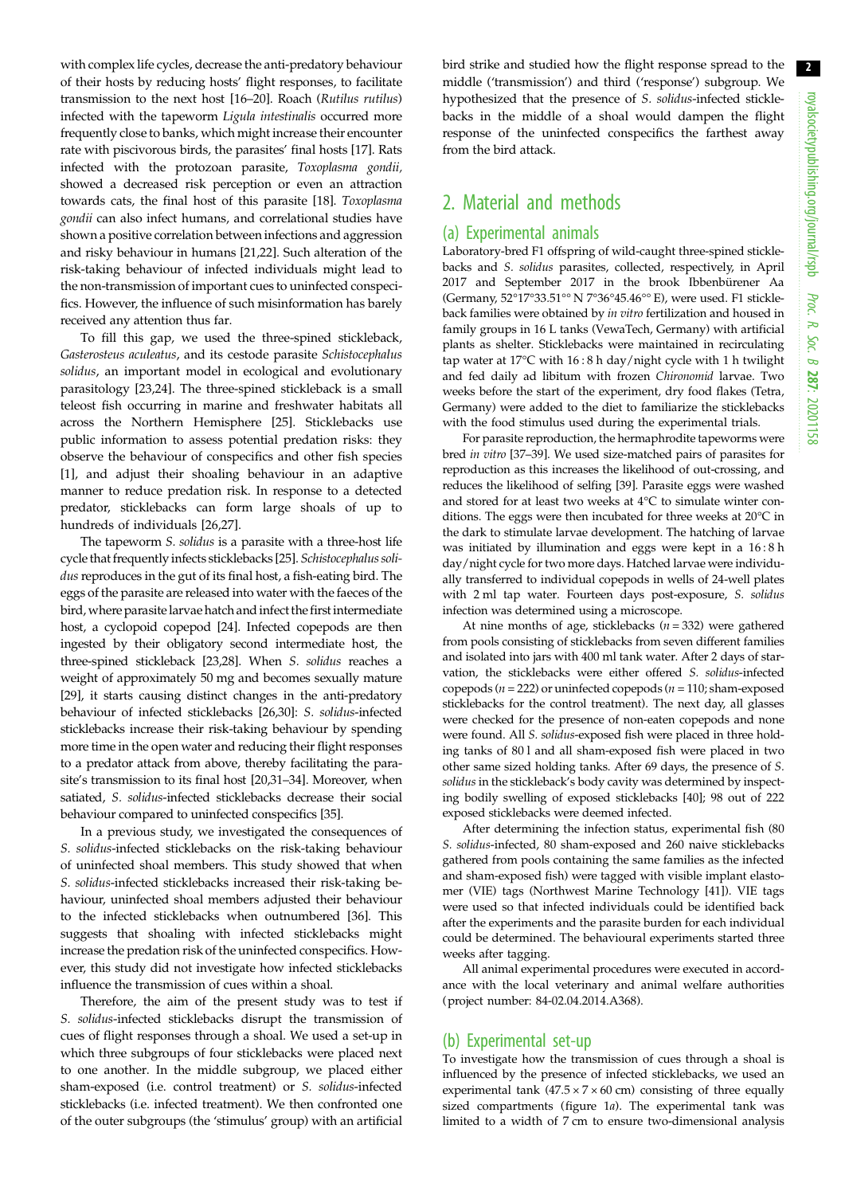with complex life cycles, decrease the anti-predatory behaviour of their hosts by reducing hosts' flight responses, to facilitate transmission to the next host [16–20]. Roach (*Rutilus rutilus*) infected with the tapeworm *Ligula intestinalis* occurred more frequently close to banks, which might increase their encounter rate with piscivorous birds, the parasites' final hosts [17]. Rats infected with the protozoan parasite, *Toxoplasma gondii*, showed a decreased risk perception or even an attraction towards cats, the final host of this parasite [18]. *Toxoplasma gondii* can also infect humans, and correlational studies have shown a positive correlation between infections and aggression and risky behaviour in humans [21,22]. Such alteration of the risk-taking behaviour of infected individuals might lead to the non-transmission of important cues to uninfected conspecifics. However, the influence of such misinformation has barely received any attention thus far.

To fill this gap, we used the three-spined stickleback, *Gasterosteus aculeatus*, and its cestode parasite *Schistocephalus solidus*, an important model in ecological and evolutionary parasitology [23,24]. The three-spined stickleback is a small teleost fish occurring in marine and freshwater habitats all across the Northern Hemisphere [25]. Sticklebacks use public information to assess potential predation risks: they observe the behaviour of conspecifics and other fish species [1], and adjust their shoaling behaviour in an adaptive manner to reduce predation risk. In response to a detected predator, sticklebacks can form large shoals of up to hundreds of individuals [26,27].

The tapeworm *S. solidus* is a parasite with a three-host life cycle that frequently infects sticklebacks [25]. *Schistocephalus solidus* reproduces in the gut of its final host, a fish-eating bird. The eggs of the parasite are released into water with the faeces of the bird, where parasite larvae hatch and infect the first intermediate host, a cyclopoid copepod [24]. Infected copepods are then ingested by their obligatory second intermediate host, the three-spined stickleback [23,28]. When *S. solidus* reaches a weight of approximately 50 mg and becomes sexually mature [29], it starts causing distinct changes in the anti-predatory behaviour of infected sticklebacks [26,30]: *S. solidus*-infected sticklebacks increase their risk-taking behaviour by spending more time in the open water and reducing their flight responses to a predator attack from above, thereby facilitating the parasite's transmission to its final host [20,31–34]. Moreover, when satiated, *S. solidus*-infected sticklebacks decrease their social behaviour compared to uninfected conspecifics [35].

In a previous study, we investigated the consequences of *S. solidus*-infected sticklebacks on the risk-taking behaviour of uninfected shoal members. This study showed that when *S. solidus*-infected sticklebacks increased their risk-taking behaviour, uninfected shoal members adjusted their behaviour to the infected sticklebacks when outnumbered [36]. This suggests that shoaling with infected sticklebacks might increase the predation risk of the uninfected conspecifics. However, this study did not investigate how infected sticklebacks influence the transmission of cues within a shoal.

Therefore, the aim of the present study was to test if *S. solidus*-infected sticklebacks disrupt the transmission of cues of flight responses through a shoal. We used a set-up in which three subgroups of four sticklebacks were placed next to one another. In the middle subgroup, we placed either sham-exposed (i.e. control treatment) or *S. solidus*-infected sticklebacks (i.e. infected treatment). We then confronted one of the outer subgroups (the 'stimulus' group) with an artificial bird strike and studied how the flight response spread to the middle ('transmission') and third ('response') subgroup. We hypothesized that the presence of *S. solidus*-infected sticklebacks in the middle of a shoal would dampen the flight response of the uninfected conspecifics the farthest away from the bird attack.

## 2. Material and methods

### (a) Experimental animals

Laboratory-bred F1 offspring of wild-caught three-spined sticklebacks and *S. solidus* parasites, collected, respectively, in April 2017 and September 2017 in the brook Ibbenbürener Aa (Germany, 52°17′33.51′′ N 7°36′45.46′′ E), were used. F1 stickleback families were obtained by *in vitro* fertilization and housed in family groups in 16 L tanks (VewaTech, Germany) with artificial plants as shelter. Sticklebacks were maintained in recirculating tap water at 17°C with 16 : 8 h day/night cycle with 1 h twilight and fed daily ad libitum with frozen *Chironomid* larvae. Two weeks before the start of the experiment, dry food flakes (Tetra, Germany) were added to the diet to familiarize the sticklebacks with the food stimulus used during the experimental trials.

For parasite reproduction, the hermaphrodite tapeworms were bred *in vitro* [37–39]. We used size-matched pairs of parasites for reproduction as this increases the likelihood of out-crossing, and reduces the likelihood of selfing [39]. Parasite eggs were washed and stored for at least two weeks at 4°C to simulate winter conditions. The eggs were then incubated for three weeks at 20°C in the dark to stimulate larvae development. The hatching of larvae was initiated by illumination and eggs were kept in a 16 : 8 h day/night cycle for two more days. Hatched larvae were individually transferred to individual copepods in wells of 24-well plates with 2 ml tap water. Fourteen days post-exposure, *S. solidus* infection was determined using a microscope.

At nine months of age, sticklebacks ($n = 332$) were gathered from pools consisting of sticklebacks from seven different families and isolated into jars with 400 ml tank water. After 2 days of starvation, the sticklebacks were either offered *S. solidus*-infected copepods ($n = 222$) or uninfected copepods ($n = 110$; sham-exposed sticklebacks for the control treatment). The next day, all glasses were checked for the presence of non-eaten copepods and none were found. All *S. solidus*-exposed fish were placed in three holding tanks of 80 l and all sham-exposed fish were placed in two other same sized holding tanks. After 69 days, the presence of *S. solidus* in the stickleback's body cavity was determined by inspecting bodily swelling of exposed sticklebacks [40]; 98 out of 222 exposed sticklebacks were deemed infected.

After determining the infection status, experimental fish (80 *S. solidus*-infected, 80 sham-exposed and 260 naive sticklebacks gathered from pools containing the same families as the infected and sham-exposed fish) were tagged with visible implant elastomer (VIE) tags (Northwest Marine Technology [41]). VIE tags were used so that infected individuals could be identified back after the experiments and the parasite burden for each individual could be determined. The behavioural experiments started three weeks after tagging.

All animal experimental procedures were executed in accordance with the local veterinary and animal welfare authorities (project number: 84-02.04.2014.A368).

### (b) Experimental set-up

To investigate how the transmission of cues through a shoal is influenced by the presence of infected sticklebacks, we used an experimental tank (47.5 × 7 × 60 cm) consisting of three equally sized compartments (figure 1*a*). The experimental tank was limited to a width of 7 cm to ensure two-dimensional analysis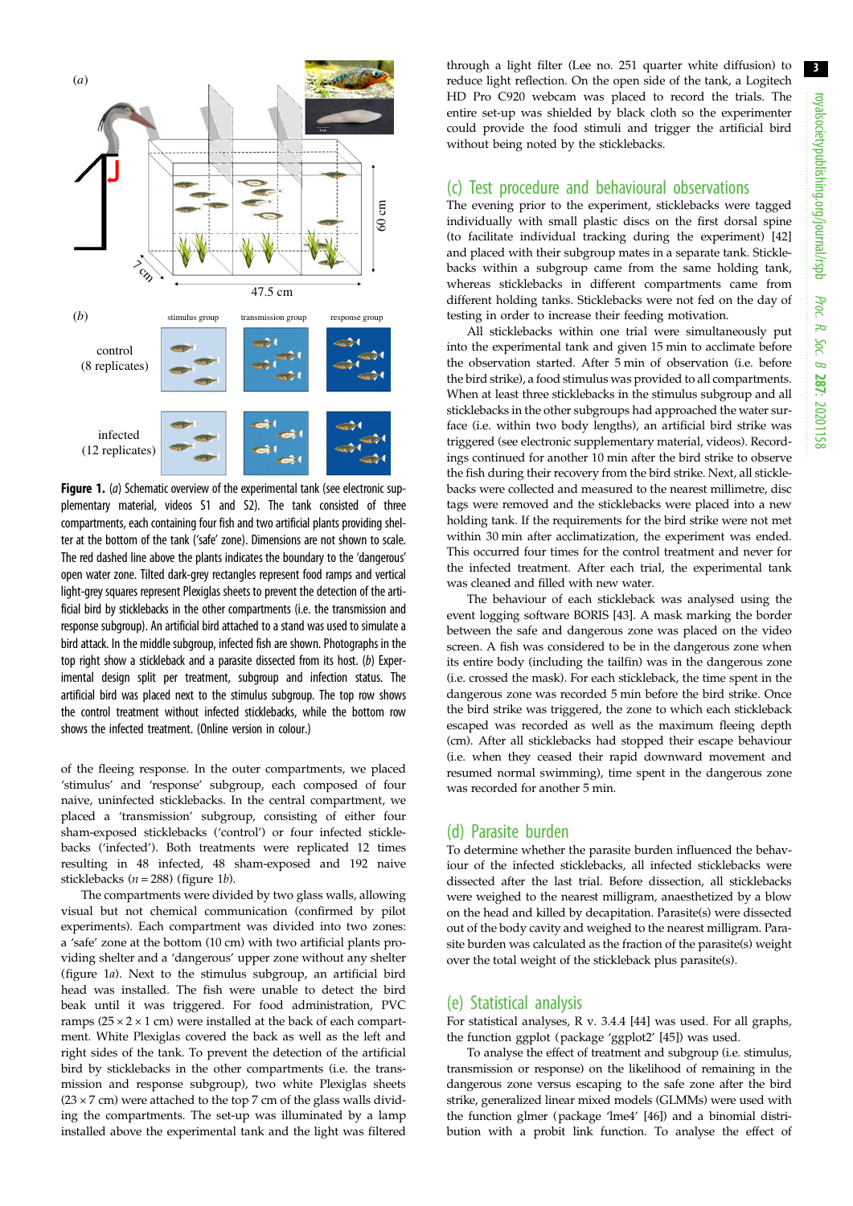Figure 1. (*a*) Schematic overview of the experimental tank (see electronic supplementary material, videos S1 and S2). The tank consisted of three compartments, each containing four fish and two artificial plants providing shelter at the bottom of the tank ('safe' zone). Dimensions are not shown to scale. The red dashed line above the plants indicates the boundary to the 'dangerous' open water zone. Tilted dark-grey rectangles represent food ramps and vertical light-grey squares represent Plexiglas sheets to prevent the detection of the artificial bird by sticklebacks in the other compartments (i.e. the transmission and response subgroup). An artificial bird attached to a stand was used to simulate a bird attack. In the middle subgroup, infected fish are shown. Photographs in the top right show a stickleback and a parasite dissected from its host. (*b*) Experimental design split per treatment, subgroup and infection status. The artificial bird was placed next to the stimulus subgroup. The top row shows the control treatment without infected sticklebacks, while the bottom row shows the infected treatment. (Online version in colour.)

of the fleeing response. In the outer compartments, we placed 'stimulus' and 'response' subgroup, each composed of four naive, uninfected sticklebacks. In the central compartment, we placed a 'transmission' subgroup, consisting of either four sham-exposed sticklebacks ('control') or four infected sticklebacks ('infected'). Both treatments were replicated 12 times resulting in 48 infected, 48 sham-exposed and 192 naive sticklebacks ($n = 288$) (figure 1*b*).

The compartments were divided by two glass walls, allowing visual but not chemical communication (confirmed by pilot experiments). Each compartment was divided into two zones: a 'safe' zone at the bottom (10 cm) with two artificial plants providing shelter and a 'dangerous' upper zone without any shelter (figure 1*a*). Next to the stimulus subgroup, an artificial bird head was installed. The fish were unable to detect the bird beak until it was triggered. For food administration, PVC ramps ($25 \times 2 \times 1$ cm) were installed at the back of each compartment. White Plexiglas covered the back as well as the left and right sides of the tank. To prevent the detection of the artificial bird by sticklebacks in the other compartments (i.e. the transmission and response subgroup), two white Plexiglas sheets ($23 \times 7$ cm) were attached to the top 7 cm of the glass walls dividing the compartments. The set-up was illuminated by a lamp installed above the experimental tank and the light was filtered through a light filter (Lee no. 251 quarter white diffusion) to reduce light reflection. On the open side of the tank, a Logitech HD Pro C920 webcam was placed to record the trials. The entire set-up was shielded by black cloth so the experimenter could provide the food stimuli and trigger the artificial bird without being noted by the sticklebacks.

## (c) Test procedure and behavioural observations

The evening prior to the experiment, sticklebacks were tagged individually with small plastic discs on the first dorsal spine (to facilitate individual tracking during the experiment) [42] and placed with their subgroup mates in a separate tank. Sticklebacks within a subgroup came from the same holding tank, whereas sticklebacks in different compartments came from different holding tanks. Sticklebacks were not fed on the day of testing in order to increase their feeding motivation.

All sticklebacks within one trial were simultaneously put into the experimental tank and given 15 min to acclimate before the observation started. After 5 min of observation (i.e. before the bird strike), a food stimulus was provided to all compartments. When at least three sticklebacks in the stimulus subgroup and all sticklebacks in the other subgroups had approached the water surface (i.e. within two body lengths), an artificial bird strike was triggered (see electronic supplementary material, videos). Recordings continued for another 10 min after the bird strike to observe the fish during their recovery from the bird strike. Next, all sticklebacks were collected and measured to the nearest millimetre, disc tags were removed and the sticklebacks were placed into a new holding tank. If the requirements for the bird strike were not met within 30 min after acclimatization, the experiment was ended. This occurred four times for the control treatment and never for the infected treatment. After each trial, the experimental tank was cleaned and filled with new water.

The behaviour of each stickleback was analysed using the event logging software BORIS [43]. A mask marking the border between the safe and dangerous zone was placed on the video screen. A fish was considered to be in the dangerous zone when its entire body (including the tailfin) was in the dangerous zone (i.e. crossed the mask). For each stickleback, the time spent in the dangerous zone was recorded 5 min before the bird strike. Once the bird strike was triggered, the zone to which each stickleback escaped was recorded as well as the maximum fleeing depth (cm). After all sticklebacks had stopped their escape behaviour (i.e. when they ceased their rapid downward movement and resumed normal swimming), time spent in the dangerous zone was recorded for another 5 min.

## (d) Parasite burden

To determine whether the parasite burden influenced the behaviour of the infected sticklebacks, all infected sticklebacks were dissected after the last trial. Before dissection, all sticklebacks were weighed to the nearest milligram, anaesthetized by a blow on the head and killed by decapitation. Parasite(s) were dissected out of the body cavity and weighed to the nearest milligram. Parasite burden was calculated as the fraction of the parasite(s) weight over the total weight of the stickleback plus parasite(s).

## (e) Statistical analysis

For statistical analyses, R v. 3.4.4 [44] was used. For all graphs, the function ggplot (package 'ggplot2' [45]) was used.

To analyse the effect of treatment and subgroup (i.e. stimulus, transmission or response) on the likelihood of remaining in the dangerous zone versus escaping to the safe zone after the bird strike, generalized linear mixed models (GLMMs) were used with the function glmer (package 'lme4' [46]) and a binomial distribution with a probit link function. To analyse the effect of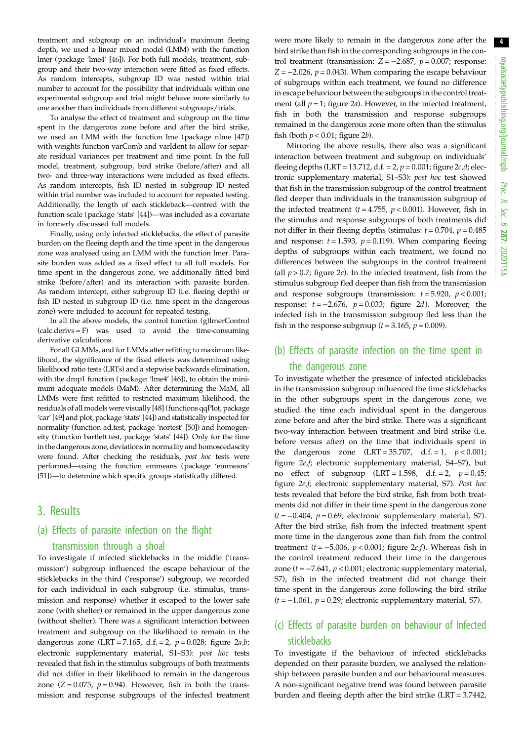treatment and subgroup on an individual's maximum fleeing depth, we used a linear mixed model (LMM) with the function lmer (package 'lme4' [46]). For both full models, treatment, subgroup and their two-way interaction were fitted as fixed effects. As random intercepts, subgroup ID was nested within trial number to account for the possibility that individuals within one experimental subgroup and trial might behave more similarly to one another than individuals from different subgroups/trials.

To analyse the effect of treatment and subgroup on the time spent in the dangerous zone before and after the bird strike, we used an LMM with the function lme (package nlme [47]) with weights function varComb and varIdent to allow for separate residual variances per treatment and time point. In the full model, treatment, subgroup, bird strike (before/after) and all two- and three-way interactions were included as fixed effects. As random intercepts, fish ID nested in subgroup ID nested within trial number was included to account for repeated testing. Additionally, the length of each stickleback—centred with the function scale (package 'stats' [44])—was included as a covariate in formerly discussed full models.

Finally, using only infected sticklebacks, the effect of parasite burden on the fleeing depth and the time spent in the dangerous zone was analysed using an LMM with the function lmer. Parasite burden was added as a fixed effect to all full models. For time spent in the dangerous zone, we additionally fitted bird strike (before/after) and its interaction with parasite burden. As random intercept, either subgroup ID (i.e. fleeing depth) or fish ID nested in subgroup ID (i.e. time spent in the dangerous zone) were included to account for repeated testing.

In all the above models, the control function (g)lmerControl (calc.derivs = F) was used to avoid the time-consuming derivative calculations.

For all GLMMs, and for LMMs after refitting to maximum likelihood, the significance of the fixed effects was determined using likelihood ratio tests (LRTs) and a stepwise backwards elimination, with the drop1 function (package: 'lme4' [46]), to obtain the minimum adequate models (MaM). After determining the MaM, all LMMs were first refitted to restricted maximum likelihood, the residuals of all models were visually [48] (functions qqPlot, package 'car' [49] and plot, package 'stats' [44]) and statistically inspected for normality (function ad.test, package 'nortest' [50]) and homogeneity (function bartlett.test, package 'stats' [44]). Only for the time in the dangerous zone, deviations in normality and homoscedascity were found. After checking the residuals, *post hoc* tests were performed—using the function emmeans (package 'emmeans' [51])—to determine which specific groups statistically differed.

## 3. Results

### (a) Effects of parasite infection on the flight transmission through a shoal

To investigate if infected sticklebacks in the middle ('transmission') subgroup influenced the escape behaviour of the sticklebacks in the third ('response') subgroup, we recorded for each individual in each subgroup (i.e. stimulus, transmission and response) whether it escaped to the lower safe zone (with shelter) or remained in the upper dangerous zone (without shelter). There was a significant interaction between treatment and subgroup on the likelihood to remain in the dangerous zone (LRT = 7.165, d.f. = 2, $p = 0.028$; figure 2*a*,*b*; electronic supplementary material, S1–S3): *post hoc* tests revealed that fish in the stimulus subgroups of both treatments did not differ in their likelihood to remain in the dangerous zone ($Z = 0.075$, $p = 0.94$). However, fish in both the transmission and response subgroups of the infected treatment were more likely to remain in the dangerous zone after the bird strike than fish in the corresponding subgroups in the control treatment (transmission: $Z = -2.687$, $p = 0.007$; response: $Z = -2.026$, $p = 0.043$). When comparing the escape behaviour of subgroups within each treatment, we found no difference in escape behaviour between the subgroups in the control treatment (all $p = 1$; figure 2*a*). However, in the infected treatment, fish in both the transmission and response subgroups remained in the dangerous zone more often than the stimulus fish (both $p < 0.01$; figure 2*b*).

Mirroring the above results, there also was a significant interaction between treatment and subgroup on individuals' fleeing depths (LRT = 13.712, d.f. = 2, $p = 0.001$; figure 2*c*,*d*; electronic supplementary material, S1–S3): *post hoc* test showed that fish in the transmission subgroup of the control treatment fled deeper than individuals in the transmission subgroup of the infected treatment ($t = 4.755$, $p < 0.001$). However, fish in the stimulus and response subgroups of both treatments did not differ in their fleeing depths (stimulus: $t = 0.704$, $p = 0.485$ and response: $t = 1.593$, $p = 0.119$). When comparing fleeing depths of subgroups within each treatment, we found no differences between the subgroups in the control treatment (all $p > 0.7$; figure 2*c*). In the infected treatment, fish from the stimulus subgroup fled deeper than fish from the transmission and response subgroups (transmission: $t = 5.920$, $p < 0.001$; response: $t = -2.676$, $p = 0.033$; figure 2*d*). Moreover, the infected fish in the transmission subgroup fled less than the fish in the response subgroup ($t = 3.165$, $p = 0.009$).

### (b) Effects of parasite infection on the time spent in the dangerous zone

To investigate whether the presence of infected sticklebacks in the transmission subgroup influenced the time sticklebacks in the other subgroups spent in the dangerous zone, we studied the time each individual spent in the dangerous zone before and after the bird strike. There was a significant two-way interaction between treatment and bird strike (i.e. before versus after) on the time that individuals spent in the dangerous zone (LRT = 35.707, d.f. = 1, $p < 0.001$; figure 2*e*,*f*; electronic supplementary material, S4–S7), but no effect of subgroup (LRT = 1.598, d.f. = 2, $p = 0.45$; figure 2*e*,*f*; electronic supplementary material, S7). *Post hoc* tests revealed that before the bird strike, fish from both treatments did not differ in their time spent in the dangerous zone ($t = -0.404$, $p = 0.69$; electronic supplementary material, S7). After the bird strike, fish from the infected treatment spent more time in the dangerous zone than fish from the control treatment ($t = -5.006$, $p < 0.001$; figure 2*e*,*f*). Whereas fish in the control treatment reduced their time in the dangerous zone ($t = -7.641$, $p < 0.001$; electronic supplementary material, S7), fish in the infected treatment did not change their time spent in the dangerous zone following the bird strike ($t = -1.061$, $p = 0.29$; electronic supplementary material, S7).

### (c) Effects of parasite burden on behaviour of infected sticklebacks

To investigate if the behaviour of infected sticklebacks depended on their parasite burden, we analysed the relationship between parasite burden and our behavioural measures. A non-significant negative trend was found between parasite burden and fleeing depth after the bird strike (LRT = 3.7442,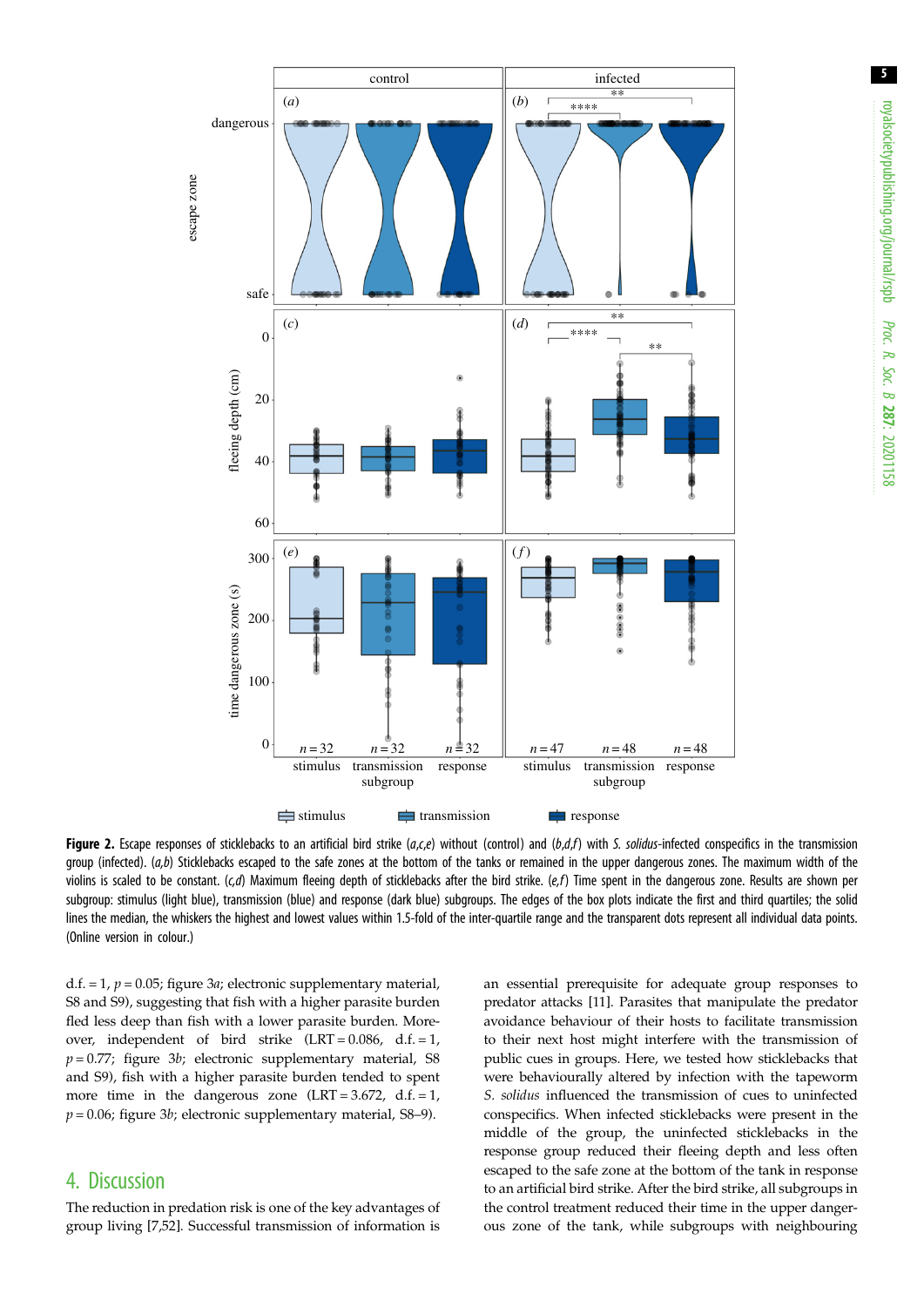**Figure 2.** Escape responses of sticklebacks to an artificial bird strike (*a,c,e*) without (control) and (*b,d,f*) with *S. solidus*-infected conspecifics in the transmission group (infected). (*a,b*) Sticklebacks escaped to the safe zones at the bottom of the tanks or remained in the upper dangerous zones. The maximum width of the violins is scaled to be constant. (*c,d*) Maximum fleeing depth of sticklebacks after the bird strike. (*e,f*) Time spent in the dangerous zone. Results are shown per subgroup: stimulus (light blue), transmission (blue) and response (dark blue) subgroups. The edges of the box plots indicate the first and third quartiles; the solid lines the median, the whiskers the highest and lowest values within 1.5-fold of the inter-quartile range and the transparent dots represent all individual data points. (Online version in colour.)

d.f. = 1, $p = 0.05$; figure 3*a*; electronic supplementary material, S8 and S9), suggesting that fish with a higher parasite burden fled less deep than fish with a lower parasite burden. Moreover, independent of bird strike (LRT = 0.086, d.f. = 1, $p = 0.77$; figure 3*b*; electronic supplementary material, S8 and S9), fish with a higher parasite burden tended to spent more time in the dangerous zone (LRT = 3.672, d.f. = 1, $p = 0.06$; figure 3*b*; electronic supplementary material, S8–9).

## 4. Discussion

The reduction in predation risk is one of the key advantages of group living [7,52]. Successful transmission of information is an essential prerequisite for adequate group responses to predator attacks [11]. Parasites that manipulate the predator avoidance behaviour of their hosts to facilitate transmission to their next host might interfere with the transmission of public cues in groups. Here, we tested how sticklebacks that were behaviourally altered by infection with the tapeworm *S. solidus* influenced the transmission of cues to uninfected conspecifics. When infected sticklebacks were present in the middle of the group, the uninfected sticklebacks in the response group reduced their fleeing depth and less often escaped to the safe zone at the bottom of the tank in response to an artificial bird strike. After the bird strike, all subgroups in the control treatment reduced their time in the upper dangerous zone of the tank, while subgroups with neighbouring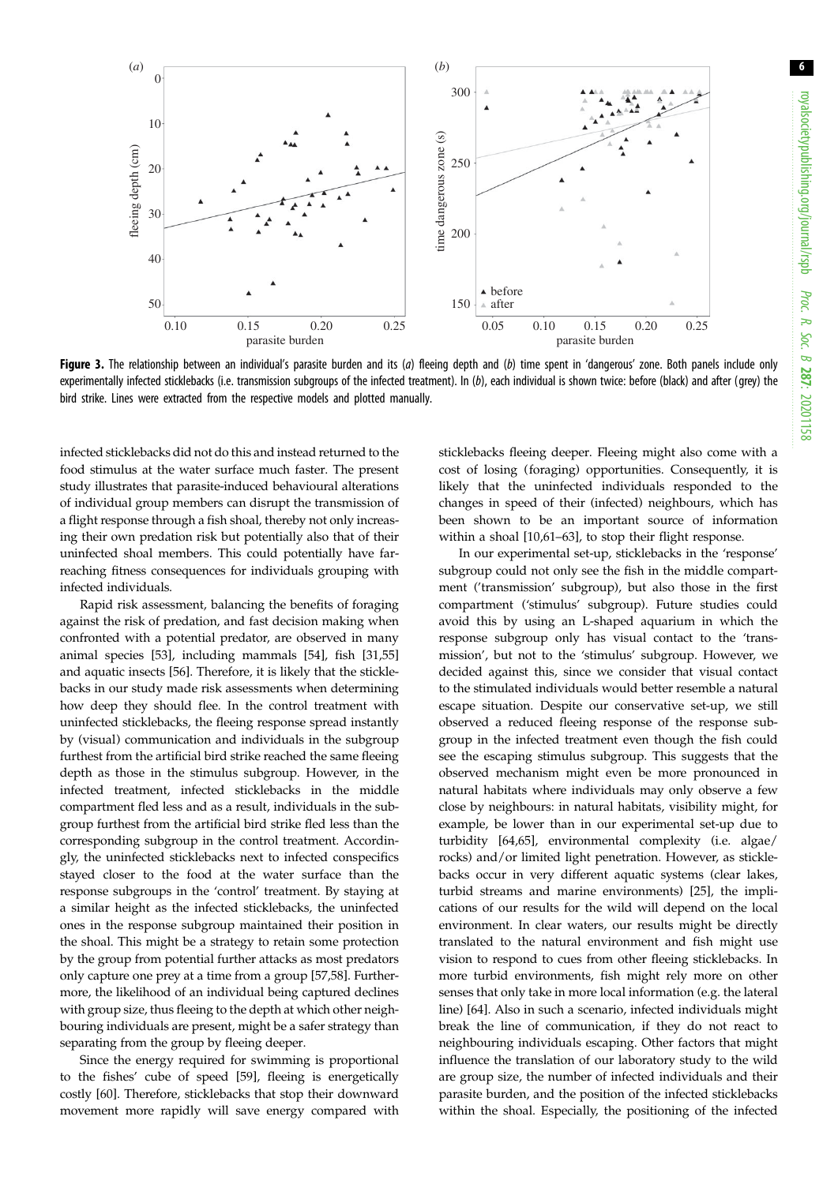(a)

fleeing depth (cm)

0
10
20
30
40
50

0.10 0.15 0.20 0.25

parasite burden

(b)

time dangerous zone (s)

300
250
200
150

0.05 0.10 0.15 0.20 0.25

parasite burden

▲ before
▲ after

**Figure 3.** The relationship between an individual's parasite burden and its (*a*) fleeing depth and (*b*) time spent in 'dangerous' zone. Both panels include only experimentally infected sticklebacks (i.e. transmission subgroups of the infected treatment). In (*b*), each individual is shown twice: before (black) and after (grey) the bird strike. Lines were extracted from the respective models and plotted manually.

infected sticklebacks did not do this and instead returned to the food stimulus at the water surface much faster. The present study illustrates that parasite-induced behavioural alterations of individual group members can disrupt the transmission of a flight response through a fish shoal, thereby not only increasing their own predation risk but potentially also that of their uninfected shoal members. This could potentially have far-reaching fitness consequences for individuals grouping with infected individuals.

Rapid risk assessment, balancing the benefits of foraging against the risk of predation, and fast decision making when confronted with a potential predator, are observed in many animal species [53], including mammals [54], fish [31,55] and aquatic insects [56]. Therefore, it is likely that the sticklebacks in our study made risk assessments when determining how deep they should flee. In the control treatment with uninfected sticklebacks, the fleeing response spread instantly by (visual) communication and individuals in the subgroup furthest from the artificial bird strike reached the same fleeing depth as those in the stimulus subgroup. However, in the infected treatment, infected sticklebacks in the middle compartment fled less and as a result, individuals in the subgroup furthest from the artificial bird strike fled less than the corresponding subgroup in the control treatment. Accordingly, the uninfected sticklebacks next to infected conspecifics stayed closer to the food at the water surface than the response subgroups in the 'control' treatment. By staying at a similar height as the infected sticklebacks, the uninfected ones in the response subgroup maintained their position in the shoal. This might be a strategy to retain some protection by the group from potential further attacks as most predators only capture one prey at a time from a group [57,58]. Furthermore, the likelihood of an individual being captured declines with group size, thus fleeing to the depth at which other neighbouring individuals are present, might be a safer strategy than separating from the group by fleeing deeper.

Since the energy required for swimming is proportional to the fishes' cube of speed [59], fleeing is energetically costly [60]. Therefore, sticklebacks that stop their downward movement more rapidly will save energy compared with sticklebacks fleeing deeper. Fleeing might also come with a cost of losing (foraging) opportunities. Consequently, it is likely that the uninfected individuals responded to the changes in speed of their (infected) neighbours, which has been shown to be an important source of information within a shoal [10,61–63], to stop their flight response.

In our experimental set-up, sticklebacks in the 'response' subgroup could not only see the fish in the middle compartment ('transmission' subgroup), but also those in the first compartment ('stimulus' subgroup). Future studies could avoid this by using an L-shaped aquarium in which the response subgroup only has visual contact to the 'transmission', but not to the 'stimulus' subgroup. However, we decided against this, since we consider that visual contact to the stimulated individuals would better resemble a natural escape situation. Despite our conservative set-up, we still observed a reduced fleeing response of the response subgroup in the infected treatment even though the fish could see the escaping stimulus subgroup. This suggests that the observed mechanism might even be more pronounced in natural habitats where individuals may only observe a few close by neighbours: in natural habitats, visibility might, for example, be lower than in our experimental set-up due to turbidity [64,65], environmental complexity (i.e. algae/rocks) and/or limited light penetration. However, as sticklebacks occur in very different aquatic systems (clear lakes, turbid streams and marine environments) [25], the implications of our results for the wild will depend on the local environment. In clear waters, our results might be directly translated to the natural environment and fish might use vision to respond to cues from other fleeing sticklebacks. In more turbid environments, fish might rely more on other senses that only take in more local information (e.g. the lateral line) [64]. Also in such a scenario, infected individuals might break the line of communication, if they do not react to neighbouring individuals escaping. Other factors that might influence the translation of our laboratory study to the wild are group size, the number of infected individuals and their parasite burden, and the position of the infected sticklebacks within the shoal. Especially, the positioning of the infected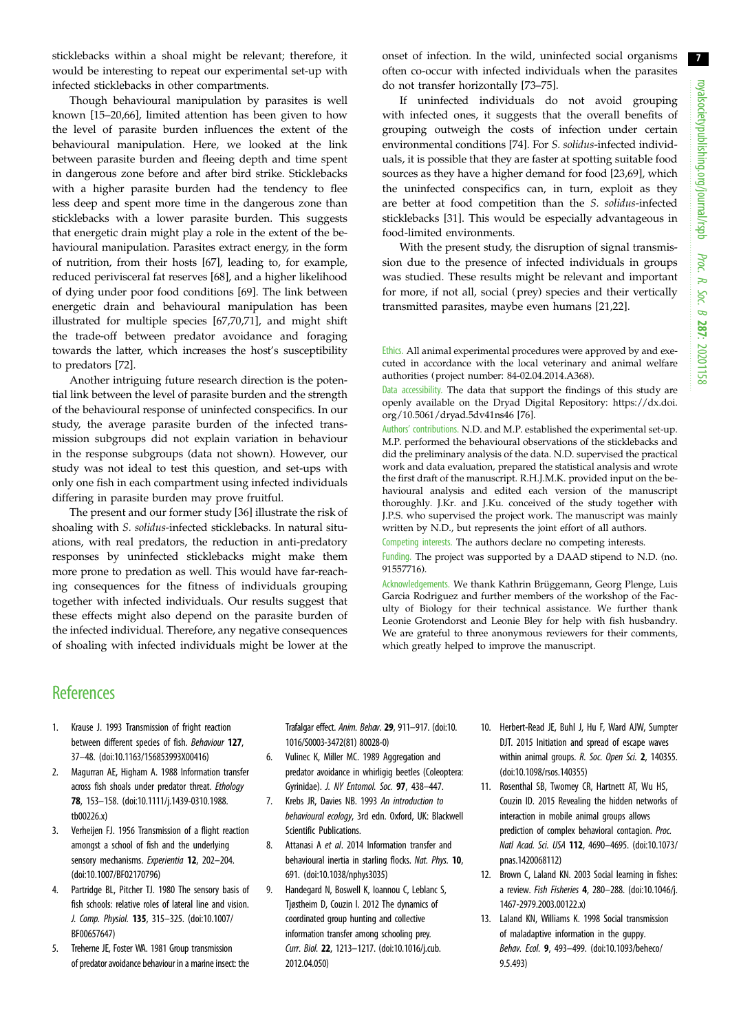sticklebacks within a shoal might be relevant; therefore, it would be interesting to repeat our experimental set-up with infected sticklebacks in other compartments.

Though behavioural manipulation by parasites is well known [15–20,66], limited attention has been given to how the level of parasite burden influences the extent of the behavioural manipulation. Here, we looked at the link between parasite burden and fleeing depth and time spent in dangerous zone before and after bird strike. Sticklebacks with a higher parasite burden had the tendency to flee less deep and spent more time in the dangerous zone than sticklebacks with a lower parasite burden. This suggests that energetic drain might play a role in the extent of the behavioural manipulation. Parasites extract energy, in the form of nutrition, from their hosts [67], leading to, for example, reduced perivisceral fat reserves [68], and a higher likelihood of dying under poor food conditions [69]. The link between energetic drain and behavioural manipulation has been illustrated for multiple species [67,70,71], and might shift the trade-off between predator avoidance and foraging towards the latter, which increases the host's susceptibility to predators [72].

Another intriguing future research direction is the potential link between the level of parasite burden and the strength of the behavioural response of uninfected conspecifics. In our study, the average parasite burden of the infected transmission subgroups did not explain variation in behaviour in the response subgroups (data not shown). However, our study was not ideal to test this question, and set-ups with only one fish in each compartment using infected individuals differing in parasite burden may prove fruitful.

The present and our former study [36] illustrate the risk of shoaling with *S. solidus*-infected sticklebacks. In natural situations, with real predators, the reduction in anti-predatory responses by uninfected sticklebacks might make them more prone to predation as well. This would have far-reaching consequences for the fitness of individuals grouping together with infected individuals. Our results suggest that these effects might also depend on the parasite burden of the infected individual. Therefore, any negative consequences of shoaling with infected individuals might be lower at the onset of infection. In the wild, uninfected social organisms often co-occur with infected individuals when the parasites do not transfer horizontally [73–75].

If uninfected individuals do not avoid grouping with infected ones, it suggests that the overall benefits of grouping outweigh the costs of infection under certain environmental conditions [74]. For *S. solidus*-infected individuals, it is possible that they are faster at spotting suitable food sources as they have a higher demand for food [23,69], which the uninfected conspecifics can, in turn, exploit as they are better at food competition than the *S. solidus*-infected sticklebacks [31]. This would be especially advantageous in food-limited environments.

With the present study, the disruption of signal transmission due to the presence of infected individuals in groups was studied. These results might be relevant and important for more, if not all, social (prey) species and their vertically transmitted parasites, maybe even humans [21,22].

Ethics. All animal experimental procedures were approved by and executed in accordance with the local veterinary and animal welfare authorities (project number: 84-02.04.2014.A368).

Data accessibility. The data that support the findings of this study are openly available on the Dryad Digital Repository: https://dx.doi.org/10.5061/dryad.5dv41ns46 [76].

Authors' contributions. N.D. and M.P. established the experimental set-up. M.P. performed the behavioural observations of the sticklebacks and did the preliminary analysis of the data. N.D. supervised the practical work and data evaluation, prepared the statistical analysis and wrote the first draft of the manuscript. R.H.J.M.K. provided input on the behavioural analysis and edited each version of the manuscript thoroughly. J.Kr. and J.Ku. conceived of the study together with J.P.S. who supervised the project work. The manuscript was mainly written by N.D., but represents the joint effort of all authors.

Competing interests. The authors declare no competing interests.

Funding. The project was supported by a DAAD stipend to N.D. (no. 91557716).

Acknowledgements. We thank Kathrin Brüggemann, Georg Plenge, Luis Garcia Rodriguez and further members of the workshop of the Faculty of Biology for their technical assistance. We further thank Leonie Grotendorst and Leonie Bley for help with fish husbandry. We are grateful to three anonymous reviewers for their comments, which greatly helped to improve the manuscript.

# References

1. Krause J. 1993 Transmission of fright reaction between different species of fish. *Behaviour* **127**, 37–48. (doi:10.1163/156853993X00416)
2. Magurran AE, Higham A. 1988 Information transfer across fish shoals under predator threat. *Ethology* **78**, 153–158. (doi:10.1111/j.1439-0310.1988.tb00226.x)
3. Verheijen FJ. 1956 Transmission of a flight reaction amongst a school of fish and the underlying sensory mechanisms. *Experientia* **12**, 202–204. (doi:10.1007/BF02170796)
4. Partridge BL, Pitcher TJ. 1980 The sensory basis of fish schools: relative roles of lateral line and vision. *J. Comp. Physiol.* **135**, 315–325. (doi:10.1007/BF00657647)
5. Treherne JE, Foster WA. 1981 Group transmission of predator avoidance behaviour in a marine insect: the Trafalgar effect. *Anim. Behav.* **29**, 911–917. (doi:10.1016/S0003-3472(81) 80028-0)
6. Vulinec K, Miller MC. 1989 Aggregation and predator avoidance in whirligig beetles (Coleoptera: Gyrinidae). *J. NY Entomol. Soc.* **97**, 438–447.
7. Krebs JR, Davies NB. 1993 *An introduction to behavioural ecology*, 3rd edn. Oxford, UK: Blackwell Scientific Publications.
8. Attanasi A *et al*. 2014 Information transfer and behavioural inertia in starling flocks. *Nat. Phys.* **10**, 691. (doi:10.1038/nphys3035)
9. Handegard N, Boswell K, Ioannou C, Leblanc S, Tjøstheim D, Couzin I. 2012 The dynamics of coordinated group hunting and collective information transfer among schooling prey. *Curr. Biol.* **22**, 1213–1217. (doi:10.1016/j.cub.2012.04.050)
10. Herbert-Read JE, Buhl J, Hu F, Ward AJW, Sumpter DJT. 2015 Initiation and spread of escape waves within animal groups. *R. Soc. Open Sci.* **2**, 140355. (doi:10.1098/rsos.140355)
11. Rosenthal SB, Twomey CR, Hartnett AT, Wu HS, Couzin ID. 2015 Revealing the hidden networks of interaction in mobile animal groups allows prediction of complex behavioral contagion. *Proc. Natl Acad. Sci. USA* **112**, 4690–4695. (doi:10.1073/pnas.1420068112)
12. Brown C, Laland KN. 2003 Social learning in fishes: a review. *Fish Fisheries* **4**, 280–288. (doi:10.1046/j.1467-2979.2003.00122.x)
13. Laland KN, Williams K. 1998 Social transmission of maladaptive information in the guppy. *Behav. Ecol.* **9**, 493–499. (doi:10.1093/beheco/9.5.493)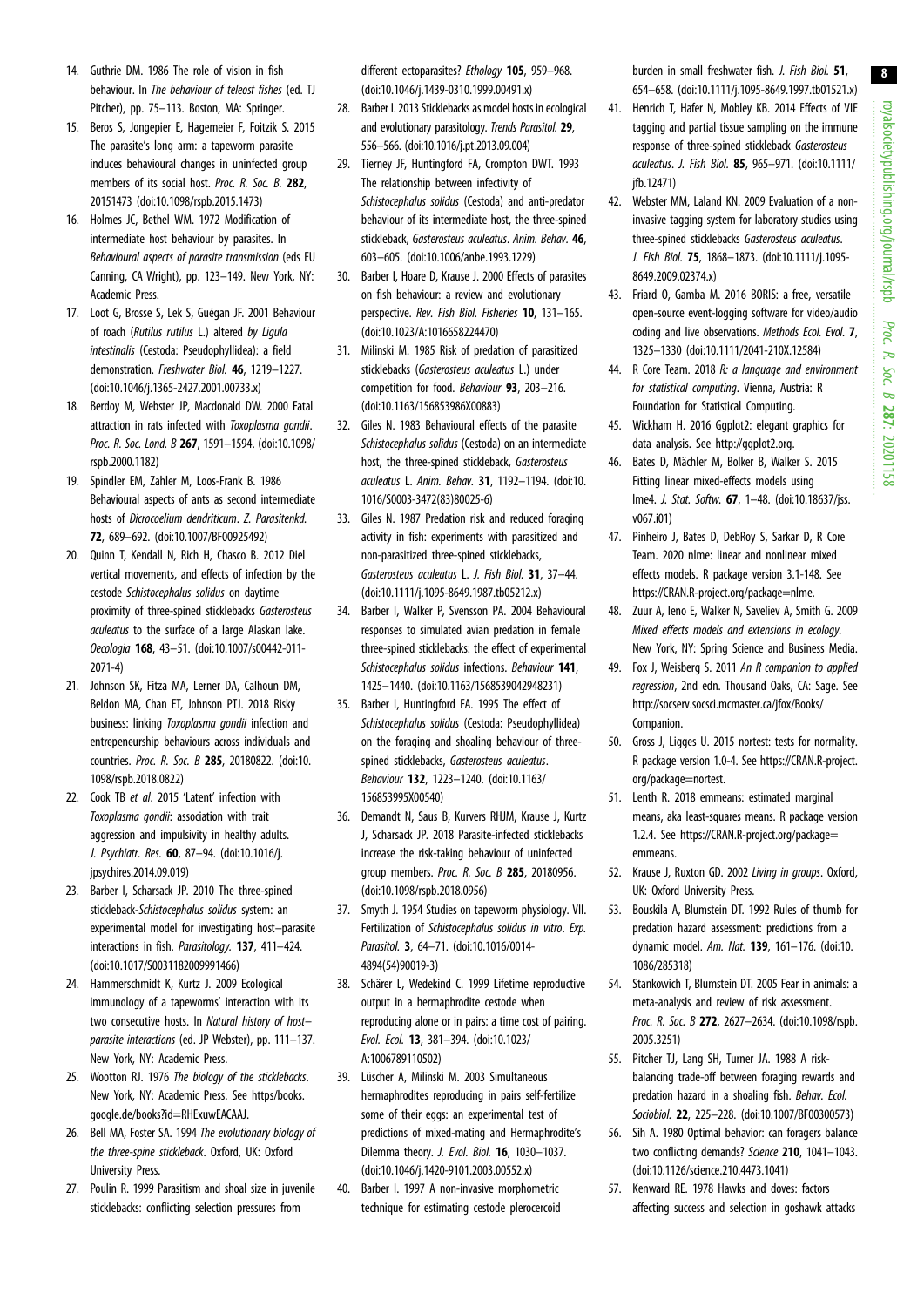14. Guthrie DM. 1986 The role of vision in fish behaviour. In *The behaviour of teleost fishes* (ed. TJ Pitcher), pp. 75–113. Boston, MA: Springer.
15. Beros S, Jongepier E, Hagemeier F, Foitzik S. 2015 The parasite's long arm: a tapeworm parasite induces behavioural changes in uninfected group members of its social host. *Proc. R. Soc. B.* **282**, 20151473 (doi:10.1098/rspb.2015.1473)
16. Holmes JC, Bethel WM. 1972 Modification of intermediate host behaviour by parasites. In *Behavioural aspects of parasite transmission* (eds EU Canning, CA Wright), pp. 123–149. New York, NY: Academic Press.
17. Loot G, Brosse S, Lek S, Guégan JF. 2001 Behaviour of roach (*Rutilus rutilus* L.) altered *by Ligula intestinalis* (Cestoda: Pseudophyllidea): a field demonstration. *Freshwater Biol.* **46**, 1219–1227. (doi:10.1046/j.1365-2427.2001.00733.x)
18. Berdoy M, Webster JP, Macdonald DW. 2000 Fatal attraction in rats infected with *Toxoplasma gondii*. *Proc. R. Soc. Lond. B* **267**, 1591–1594. (doi:10.1098/rspb.2000.1182)
19. Spindler EM, Zahler M, Loos-Frank B. 1986 Behavioural aspects of ants as second intermediate host of *Dicrocoelium dendriticum*. *Z. Parasitenkd.* **72**, 689–692. (doi:10.1007/BF00925492)
20. Quinn T, Kendall N, Rich H, Chasco B. 2012 Diel vertical movements, and effects of infection by the cestode *Schistocephalus solidus* on daytime proximity of three-spined sticklebacks *Gasterosteus aculeatus* to the surface of a large Alaskan lake. *Oecologia* **168**, 43–51. (doi:10.1007/s00442-011-2071-4)
21. Johnson SK, Fitza MA, Lerner DA, Calhoun DM, Beldon MA, Chan ET, Johnson PTJ. 2018 Risky business: linking *Toxoplasma gondii* infection and entrepeneurship behaviours across individuals and countries. *Proc. R. Soc. B* **285**, 20180822. (doi:10.1098/rspb.2018.0822)
22. Cook TB *et al.* 2015 'Latent' infection with *Toxoplasma gondii*: association with trait aggression and impulsivity in healthy adults. *J. Psychiatr. Res.* **60**, 87–94. (doi:10.1016/j.jpsychires.2014.09.019)
23. Barber I, Scharsack JP. 2010 The three-spined stickleback-*Schistocephalus solidus* system: an experimental model for investigating host–parasite interactions in fish. *Parasitology.* **137**, 411–424. (doi:10.1017/S0031182009991466)
24. Hammerschmidt K, Kurtz J. 2009 Ecological immunology of a tapeworms' interaction with its two consecutive hosts. In *Natural history of host–parasite interactions* (ed. JP Webster), pp. 111–137. New York, NY: Academic Press.
25. Wootton RJ. 1976 *The biology of the sticklebacks*. New York, NY: Academic Press. See https/books.google.de/books?id=RHExuwEACAAJ.
26. Bell MA, Foster SA. 1994 *The evolutionary biology of the three-spine stickleback*. Oxford, UK: Oxford University Press.
27. Poulin R. 1999 Parasitism and shoal size in juvenile sticklebacks: conflicting selection pressures from different ectoparasites? *Ethology* **105**, 959–968. (doi:10.1046/j.1439-0310.1999.00491.x)
28. Barber I. 2013 Sticklebacks as model hosts in ecological and evolutionary parasitology. *Trends Parasitol.* **29**, 556–566. (doi:10.1016/j.pt.2013.09.004)
29. Tierney JF, Huntingford FA, Crompton DWT. 1993 The relationship between infectivity of *Schistocephalus solidus* (Cestoda) and anti-predator behaviour of its intermediate host, the three-spined stickleback, *Gasterosteus aculeatus*. *Anim. Behav.* **46**, 603–605. (doi:10.1006/anbe.1993.1229)
30. Barber I, Hoare D, Krause J. 2000 Effects of parasites on fish behaviour: a review and evolutionary perspective. *Rev. Fish Biol. Fisheries* **10**, 131–165. (doi:10.1023/A:1016658224470)
31. Milinski M. 1985 Risk of predation of parasitized sticklebacks (*Gasterosteus aculeatus* L.) under competition for food. *Behaviour* **93**, 203–216. (doi:10.1163/156853986X00883)
32. Giles N. 1983 Behavioural effects of the parasite *Schistocephalus solidus* (Cestoda) on an intermediate host, the three-spined stickleback, *Gasterosteus aculeatus* L. *Anim. Behav.* **31**, 1192–1194. (doi:10.1016/S0003-3472(83)80025-6)
33. Giles N. 1987 Predation risk and reduced foraging activity in fish: experiments with parasitized and non-parasitized three-spined sticklebacks, *Gasterosteus aculeatus* L. *J. Fish Biol.* **31**, 37–44. (doi:10.1111/j.1095-8649.1987.tb05212.x)
34. Barber I, Walker P, Svensson PA. 2004 Behavioural responses to simulated avian predation in female three-spined sticklebacks: the effect of experimental *Schistocephalus solidus* infections. *Behaviour* **141**, 1425–1440. (doi:10.1163/1568539042948231)
35. Barber I, Huntingford FA. 1995 The effect of *Schistocephalus solidus* (Cestoda: Pseudophyllidea) on the foraging and shoaling behaviour of three-spined sticklebacks, *Gasterosteus aculeatus*. *Behaviour* **132**, 1223–1240. (doi:10.1163/156853995X00540)
36. Demandt N, Saus B, Kurvers RHJM, Krause J, Kurtz J, Scharsack JP. 2018 Parasite-infected sticklebacks increase the risk-taking behaviour of uninfected group members. *Proc. R. Soc. B* **285**, 20180956. (doi:10.1098/rspb.2018.0956)
37. Smyth J. 1954 Studies on tapeworm physiology. VII. Fertilization of *Schistocephalus solidus in vitro*. *Exp. Parasitol.* **3**, 64–71. (doi:10.1016/0014-4894(54)90019-3)
38. Schärer L, Wedekind C. 1999 Lifetime reproductive output in a hermaphrodite cestode when reproducing alone or in pairs: a time cost of pairing. *Evol. Ecol.* **13**, 381–394. (doi:10.1023/A:1006789110502)
39. Lüscher A, Milinski M. 2003 Simultaneous hermaphrodites reproducing in pairs self-fertilize some of their eggs: an experimental test of predictions of mixed-mating and Hermaphrodite's Dilemma theory. *J. Evol. Biol.* **16**, 1030–1037. (doi:10.1046/j.1420-9101.2003.00552.x)
40. Barber I. 1997 A non-invasive morphometric technique for estimating cestode plerocercoid burden in small freshwater fish. *J. Fish Biol.* **51**, 654–658. (doi:10.1111/j.1095-8649.1997.tb01521.x)
41. Henrich T, Hafer N, Mobley KB. 2014 Effects of VIE tagging and partial tissue sampling on the immune response of three-spined stickleback *Gasterosteus aculeatus*. *J. Fish Biol.* **85**, 965–971. (doi:10.1111/jfb.12471)
42. Webster MM, Laland KN. 2009 Evaluation of a non-invasive tagging system for laboratory studies using three-spined sticklebacks *Gasterosteus aculeatus*. *J. Fish Biol.* **75**, 1868–1873. (doi:10.1111/j.1095-8649.2009.02374.x)
43. Friard O, Gamba M. 2016 BORIS: a free, versatile open-source event-logging software for video/audio coding and live observations. *Methods Ecol. Evol.* **7**, 1325–1330 (doi:10.1111/2041-210X.12584)
44. R Core Team. 2018 *R: a language and environment for statistical computing*. Vienna, Austria: R Foundation for Statistical Computing.
45. Wickham H. 2016 Ggplot2: elegant graphics for data analysis. See http://ggplot2.org.
46. Bates D, Mächler M, Bolker B, Walker S. 2015 Fitting linear mixed-effects models using lme4. *J. Stat. Softw.* **67**, 1–48. (doi:10.18637/jss.v067.i01)
47. Pinheiro J, Bates D, DebRoy S, Sarkar D, R Core Team. 2020 nlme: linear and nonlinear mixed effects models. R package version 3.1-148. See https://CRAN.R-project.org/package=nlme.
48. Zuur A, Ieno E, Walker N, Saveliev A, Smith G. 2009 *Mixed effects models and extensions in ecology*. New York, NY: Spring Science and Business Media.
49. Fox J, Weisberg S. 2011 *An R companion to applied regression*, 2nd edn. Thousand Oaks, CA: Sage. See http://socserv.socsci.mcmaster.ca/jfox/Books/Companion.
50. Gross J, Ligges U. 2015 nortest: tests for normality. R package version 1.0-4. See https://CRAN.R-project.org/package=nortest.
51. Lenth R. 2018 emmeans: estimated marginal means, aka least-squares means. R package version 1.2.4. See https://CRAN.R-project.org/package=emmeans.
52. Krause J, Ruxton GD. 2002 *Living in groups*. Oxford, UK: Oxford University Press.
53. Bouskila A, Blumstein DT. 1992 Rules of thumb for predation hazard assessment: predictions from a dynamic model. *Am. Nat.* **139**, 161–176. (doi:10.1086/285318)
54. Stankowich T, Blumstein DT. 2005 Fear in animals: a meta-analysis and review of risk assessment. *Proc. R. Soc. B* **272**, 2627–2634. (doi:10.1098/rspb.2005.3251)
55. Pitcher TJ, Lang SH, Turner JA. 1988 A risk-balancing trade-off between foraging rewards and predation hazard in a shoaling fish. *Behav. Ecol. Sociobiol.* **22**, 225–228. (doi:10.1007/BF00300573)
56. Sih A. 1980 Optimal behavior: can foragers balance two conflicting demands? *Science* **210**, 1041–1043. (doi:10.1126/science.210.4473.1041)
57. Kenward RE. 1978 Hawks and doves: factors affecting success and selection in goshawk attacks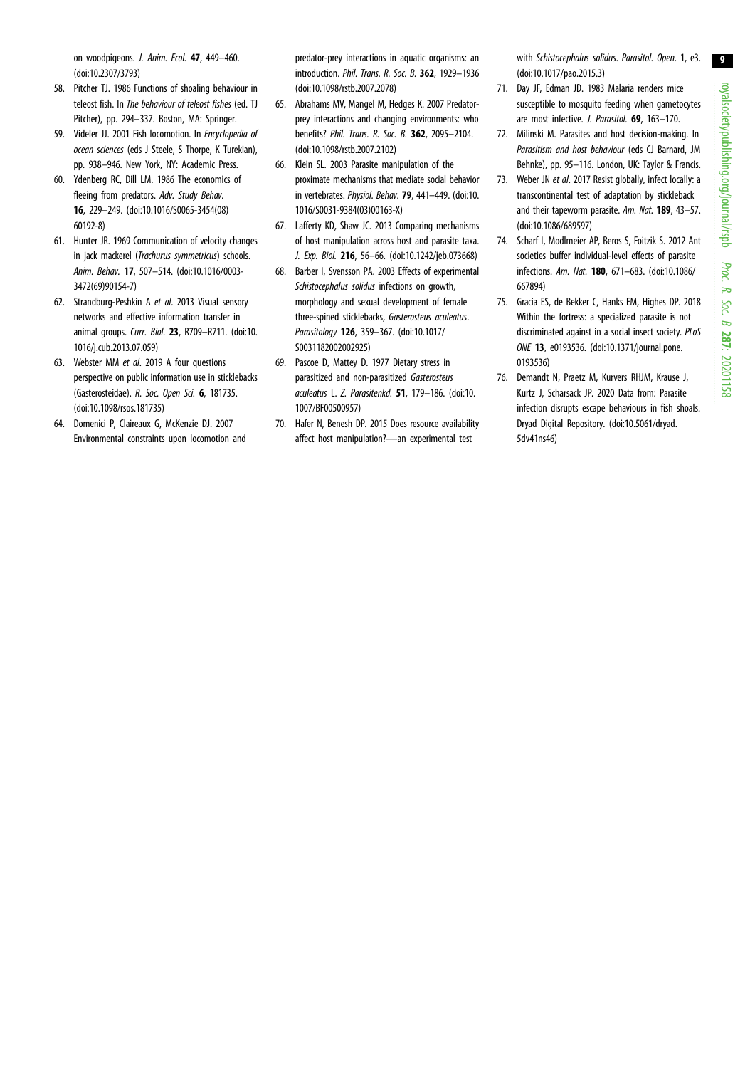on woodpigeons. *J. Anim. Ecol.* **47**, 449–460. (doi:10.2307/3793)

58. Pitcher TJ. 1986 Functions of shoaling behaviour in teleost fish. In *The behaviour of teleost fishes* (ed. TJ Pitcher), pp. 294–337. Boston, MA: Springer.
59. Videler JJ. 2001 Fish locomotion. In *Encyclopedia of ocean sciences* (eds J Steele, S Thorpe, K Turekian), pp. 938–946. New York, NY: Academic Press.
60. Ydenberg RC, Dill LM. 1986 The economics of fleeing from predators. *Adv. Study Behav.* **16**, 229–249. (doi:10.1016/S0065-3454(08)60192-8)
61. Hunter JR. 1969 Communication of velocity changes in jack mackerel (*Trachurus symmetricus*) schools. *Anim. Behav.* **17**, 507–514. (doi:10.1016/0003-3472(69)90154-7)
62. Strandburg-Peshkin A *et al*. 2013 Visual sensory networks and effective information transfer in animal groups. *Curr. Biol.* **23**, R709–R711. (doi:10.1016/j.cub.2013.07.059)
63. Webster MM *et al*. 2019 A four questions perspective on public information use in sticklebacks (Gasterosteidae). *R. Soc. Open Sci.* **6**, 181735. (doi:10.1098/rsos.181735)
64. Domenici P, Claireaux G, McKenzie DJ. 2007 Environmental constraints upon locomotion and predator-prey interactions in aquatic organisms: an introduction. *Phil. Trans. R. Soc. B.* **362**, 1929–1936 (doi:10.1098/rstb.2007.2078)
65. Abrahams MV, Mangel M, Hedges K. 2007 Predator-prey interactions and changing environments: who benefits? *Phil. Trans. R. Soc. B.* **362**, 2095–2104. (doi:10.1098/rstb.2007.2102)
66. Klein SL. 2003 Parasite manipulation of the proximate mechanisms that mediate social behavior in vertebrates. *Physiol. Behav.* **79**, 441–449. (doi:10.1016/S0031-9384(03)00163-X)
67. Lafferty KD, Shaw JC. 2013 Comparing mechanisms of host manipulation across host and parasite taxa. *J. Exp. Biol.* **216**, 56–66. (doi:10.1242/jeb.073668)
68. Barber I, Svensson PA. 2003 Effects of experimental *Schistocephalus solidus* infections on growth, morphology and sexual development of female three-spined sticklebacks, *Gasterosteus aculeatus*. *Parasitology* **126**, 359–367. (doi:10.1017/S0031182002002925)
69. Pascoe D, Mattey D. 1977 Dietary stress in parasitized and non-parasitized *Gasterosteus aculeatus* L. *Z. Parasitenkd.* **51**, 179–186. (doi:10.1007/BF00500957)
70. Hafer N, Benesh DP. 2015 Does resource availability affect host manipulation?––an experimental test with *Schistocephalus solidus*. *Parasitol. Open*. 1, e3. (doi:10.1017/pao.2015.3)
71. Day JF, Edman JD. 1983 Malaria renders mice susceptible to mosquito feeding when gametocytes are most infective. *J. Parasitol.* **69**, 163–170.
72. Milinski M. Parasites and host decision-making. In *Parasitism and host behaviour* (eds CJ Barnard, JM Behnke), pp. 95–116. London, UK: Taylor & Francis.
73. Weber JN *et al*. 2017 Resist globally, infect locally: a transcontinental test of adaptation by stickleback and their tapeworm parasite. *Am. Nat.* **189**, 43–57. (doi:10.1086/689597)
74. Scharf I, Modlmeier AP, Beros S, Foitzik S. 2012 Ant societies buffer individual-level effects of parasite infections. *Am. Nat.* **180**, 671–683. (doi:10.1086/667894)
75. Gracia ES, de Bekker C, Hanks EM, Highes DP. 2018 Within the fortress: a specialized parasite is not discriminated against in a social insect society. *PLoS ONE* **13**, e0193536. (doi:10.1371/journal.pone.0193536)
76. Demandt N, Praetz M, Kurvers RHJM, Krause J, Kurtz J, Scharsack JP. 2020 Data from: Parasite infection disrupts escape behaviours in fish shoals. Dryad Digital Repository. (doi:10.5061/dryad.5dv41ns46)